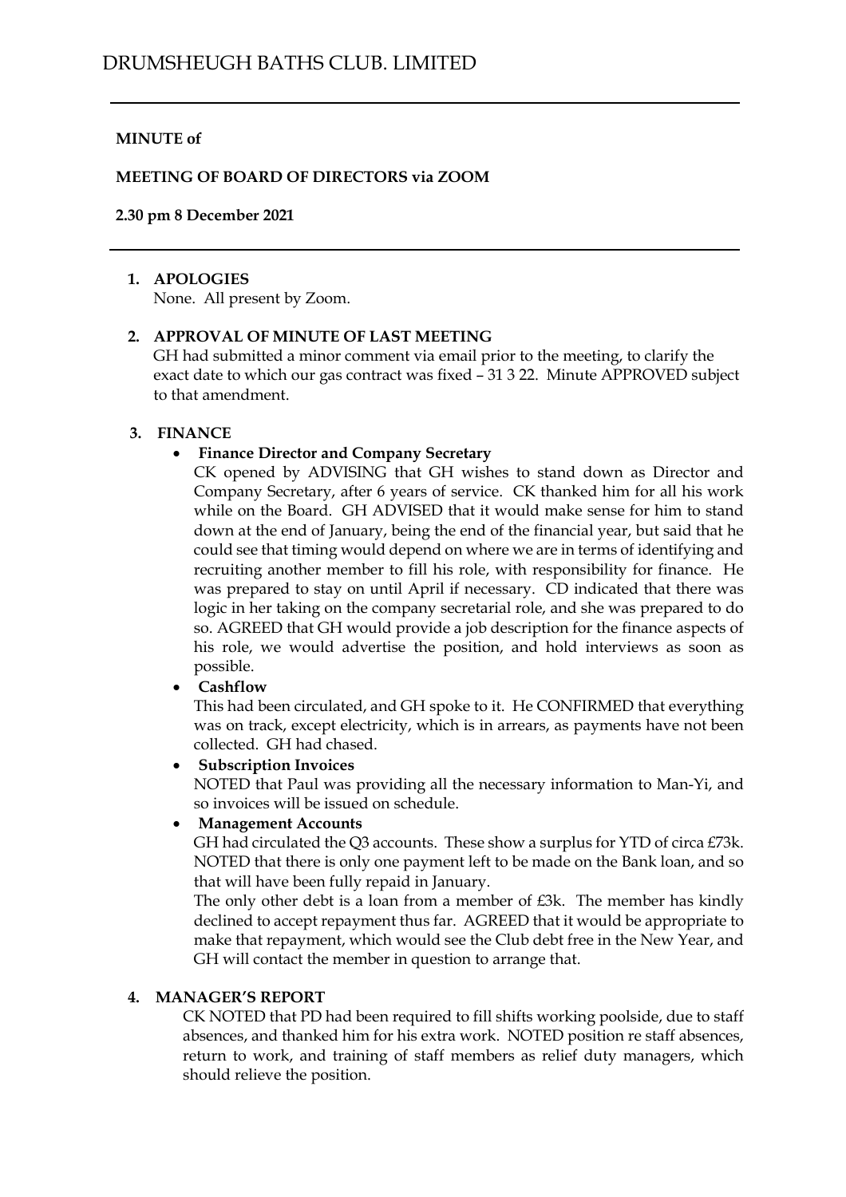# DRUMSHEUGH BATHS CLUB. LIMITED

**MINUTE of**

**MEETING OF BOARD OF DIRECTORS via ZOOM**

**2.30 pm 8 December 2021**

1. **APOLOGIES**
   None. All present by Zoom.

2. **APPROVAL OF MINUTE OF LAST MEETING**
   GH had submitted a minor comment via email prior to the meeting, to clarify the exact date to which our gas contract was fixed – 31 3 22. Minute APPROVED subject to that amendment.

3. **FINANCE**
   - **Finance Director and Company Secretary**
     CK opened by ADVISING that GH wishes to stand down as Director and Company Secretary, after 6 years of service. CK thanked him for all his work while on the Board. GH ADVISED that it would make sense for him to stand down at the end of January, being the end of the financial year, but said that he could see that timing would depend on where we are in terms of identifying and recruiting another member to fill his role, with responsibility for finance. He was prepared to stay on until April if necessary. CD indicated that there was logic in her taking on the company secretarial role, and she was prepared to do so. AGREED that GH would provide a job description for the finance aspects of his role, we would advertise the position, and hold interviews as soon as possible.
   - **Cashflow**
     This had been circulated, and GH spoke to it. He CONFIRMED that everything was on track, except electricity, which is in arrears, as payments have not been collected. GH had chased.
   - **Subscription Invoices**
     NOTED that Paul was providing all the necessary information to Man-Yi, and so invoices will be issued on schedule.
   - **Management Accounts**
     GH had circulated the Q3 accounts. These show a surplus for YTD of circa £73k. NOTED that there is only one payment left to be made on the Bank loan, and so that will have been fully repaid in January.
     The only other debt is a loan from a member of £3k. The member has kindly declined to accept repayment thus far. AGREED that it would be appropriate to make that repayment, which would see the Club debt free in the New Year, and GH will contact the member in question to arrange that.

4. **MANAGER'S REPORT**
   CK NOTED that PD had been required to fill shifts working poolside, due to staff absences, and thanked him for his extra work. NOTED position re staff absences, return to work, and training of staff members as relief duty managers, which should relieve the position.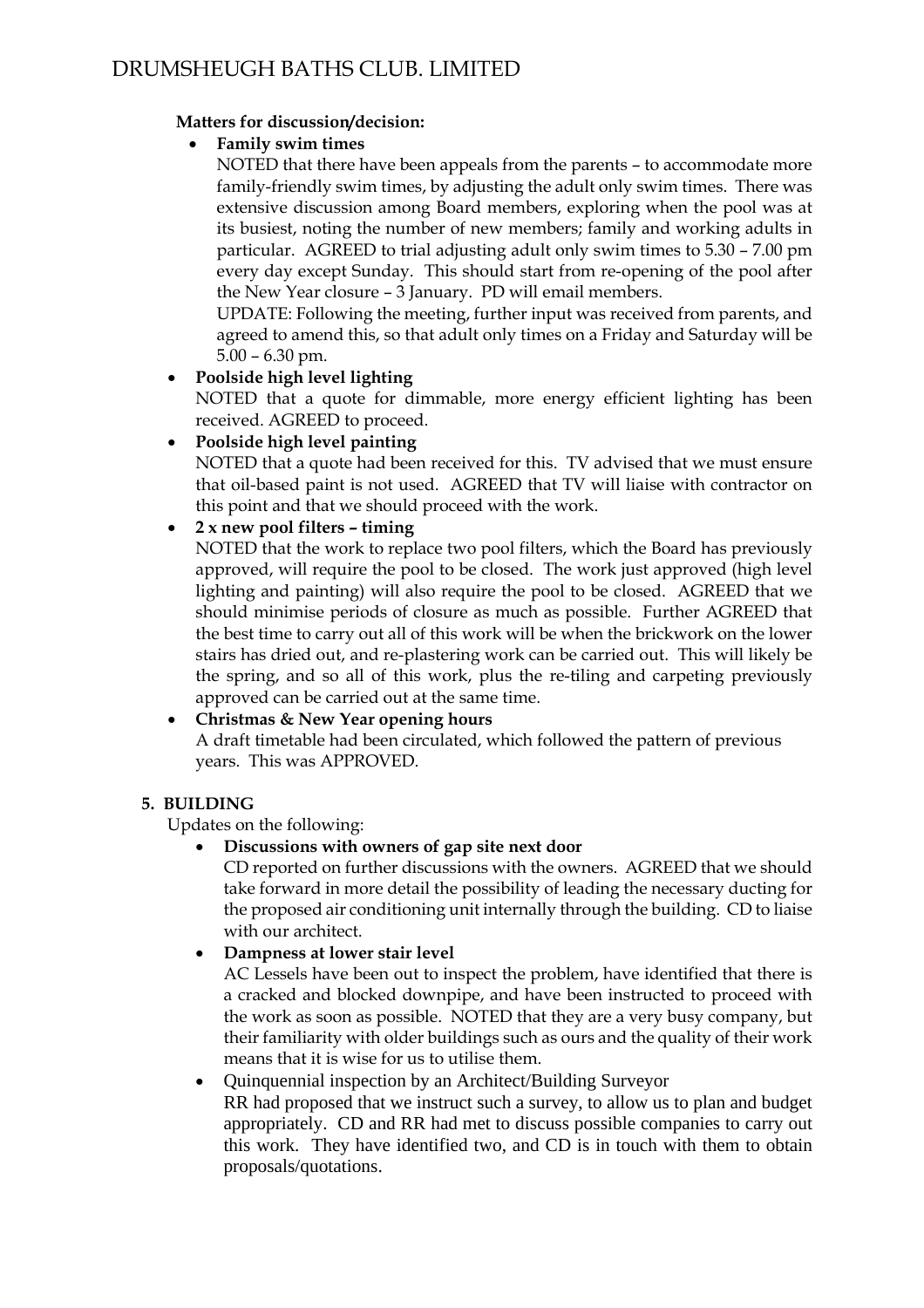**Matters for discussion/decision:**

- **Family swim times**

  NOTED that there have been appeals from the parents – to accommodate more family-friendly swim times, by adjusting the adult only swim times. There was extensive discussion among Board members, exploring when the pool was at its busiest, noting the number of new members; family and working adults in particular. AGREED to trial adjusting adult only swim times to 5.30 – 7.00 pm every day except Sunday. This should start from re-opening of the pool after the New Year closure – 3 January. PD will email members.

  UPDATE: Following the meeting, further input was received from parents, and agreed to amend this, so that adult only times on a Friday and Saturday will be 5.00 – 6.30 pm.

- **Poolside high level lighting**

  NOTED that a quote for dimmable, more energy efficient lighting has been received. AGREED to proceed.

- **Poolside high level painting**

  NOTED that a quote had been received for this. TV advised that we must ensure that oil-based paint is not used. AGREED that TV will liaise with contractor on this point and that we should proceed with the work.

- **2 x new pool filters – timing**

  NOTED that the work to replace two pool filters, which the Board has previously approved, will require the pool to be closed. The work just approved (high level lighting and painting) will also require the pool to be closed. AGREED that we should minimise periods of closure as much as possible. Further AGREED that the best time to carry out all of this work will be when the brickwork on the lower stairs has dried out, and re-plastering work can be carried out. This will likely be the spring, and so all of this work, plus the re-tiling and carpeting previously approved can be carried out at the same time.

- **Christmas & New Year opening hours**

  A draft timetable had been circulated, which followed the pattern of previous years. This was APPROVED.

**5. BUILDING**

Updates on the following:

- **Discussions with owners of gap site next door**

  CD reported on further discussions with the owners. AGREED that we should take forward in more detail the possibility of leading the necessary ducting for the proposed air conditioning unit internally through the building. CD to liaise with our architect.

- **Dampness at lower stair level**

  AC Lessels have been out to inspect the problem, have identified that there is a cracked and blocked downpipe, and have been instructed to proceed with the work as soon as possible. NOTED that they are a very busy company, but their familiarity with older buildings such as ours and the quality of their work means that it is wise for us to utilise them.

- Quinquennial inspection by an Architect/Building Surveyor

  RR had proposed that we instruct such a survey, to allow us to plan and budget appropriately. CD and RR had met to discuss possible companies to carry out this work. They have identified two, and CD is in touch with them to obtain proposals/quotations.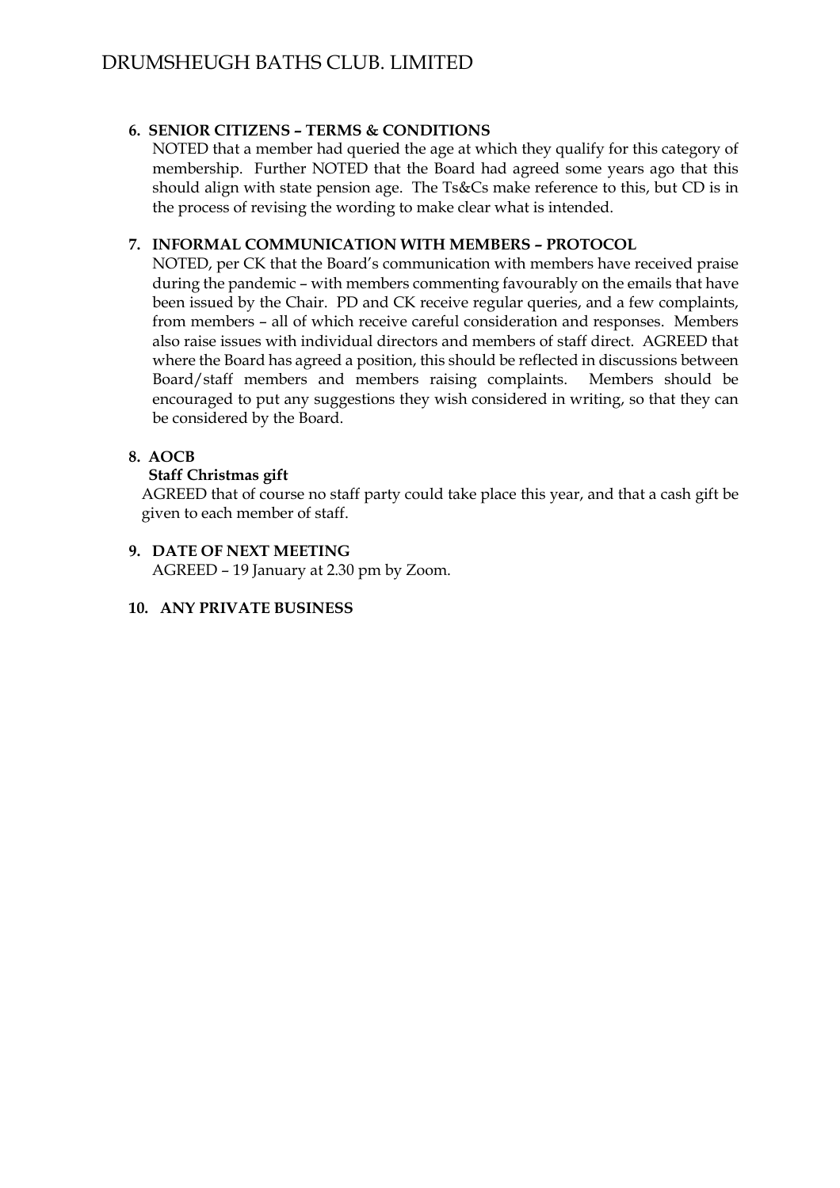**6. SENIOR CITIZENS – TERMS & CONDITIONS**

NOTED that a member had queried the age at which they qualify for this category of membership. Further NOTED that the Board had agreed some years ago that this should align with state pension age. The Ts&Cs make reference to this, but CD is in the process of revising the wording to make clear what is intended.

**7. INFORMAL COMMUNICATION WITH MEMBERS – PROTOCOL**

NOTED, per CK that the Board's communication with members have received praise during the pandemic – with members commenting favourably on the emails that have been issued by the Chair. PD and CK receive regular queries, and a few complaints, from members – all of which receive careful consideration and responses. Members also raise issues with individual directors and members of staff direct. AGREED that where the Board has agreed a position, this should be reflected in discussions between Board/staff members and members raising complaints. Members should be encouraged to put any suggestions they wish considered in writing, so that they can be considered by the Board.

**8. AOCB**

**Staff Christmas gift**

AGREED that of course no staff party could take place this year, and that a cash gift be given to each member of staff.

**9. DATE OF NEXT MEETING**

AGREED – 19 January at 2.30 pm by Zoom.

**10. ANY PRIVATE BUSINESS**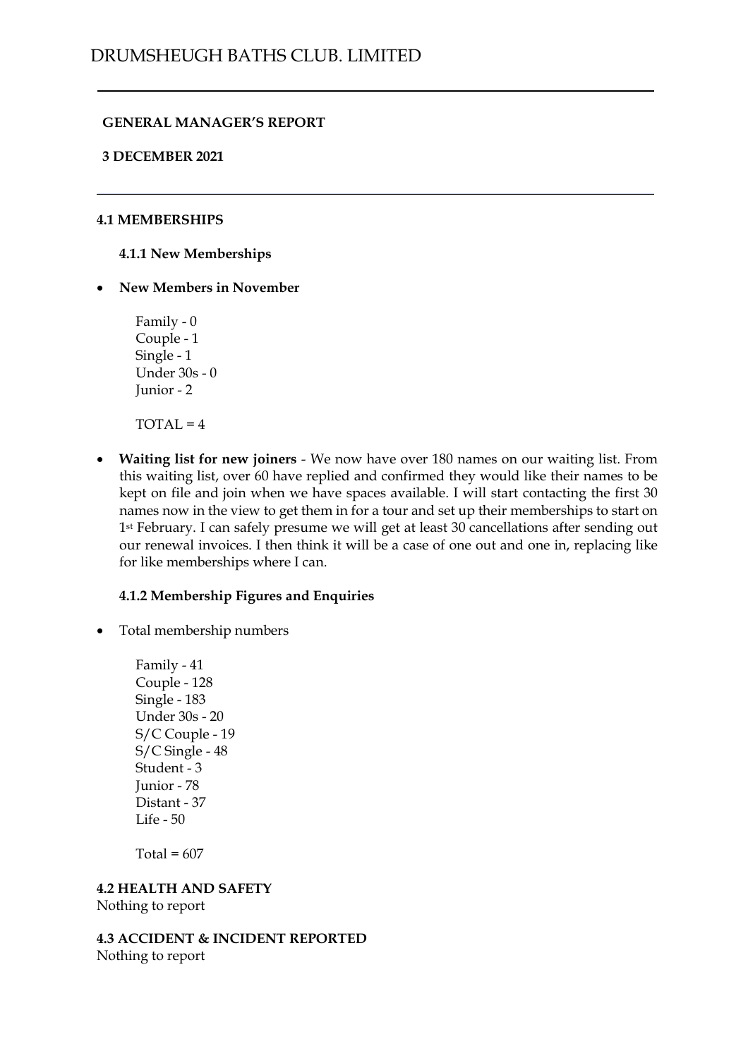# DRUMSHEUGH BATHS CLUB. LIMITED

**GENERAL MANAGER'S REPORT**

**3 DECEMBER 2021**

## 4.1 MEMBERSHIPS

### 4.1.1 New Memberships

- **New Members in November**

  Family - 0
  Couple - 1
  Single - 1
  Under 30s - 0
  Junior - 2

  TOTAL = 4

- **Waiting list for new joiners** - We now have over 180 names on our waiting list. From this waiting list, over 60 have replied and confirmed they would like their names to be kept on file and join when we have spaces available. I will start contacting the first 30 names now in the view to get them in for a tour and set up their memberships to start on 1st February. I can safely presume we will get at least 30 cancellations after sending out our renewal invoices. I then think it will be a case of one out and one in, replacing like for like memberships where I can.

### 4.1.2 Membership Figures and Enquiries

- Total membership numbers

  Family - 41
  Couple - 128
  Single - 183
  Under 30s - 20
  S/C Couple - 19
  S/C Single - 48
  Student - 3
  Junior - 78
  Distant - 37
  Life - 50

  Total = 607

## 4.2 HEALTH AND SAFETY

Nothing to report

## 4.3 ACCIDENT & INCIDENT REPORTED

Nothing to report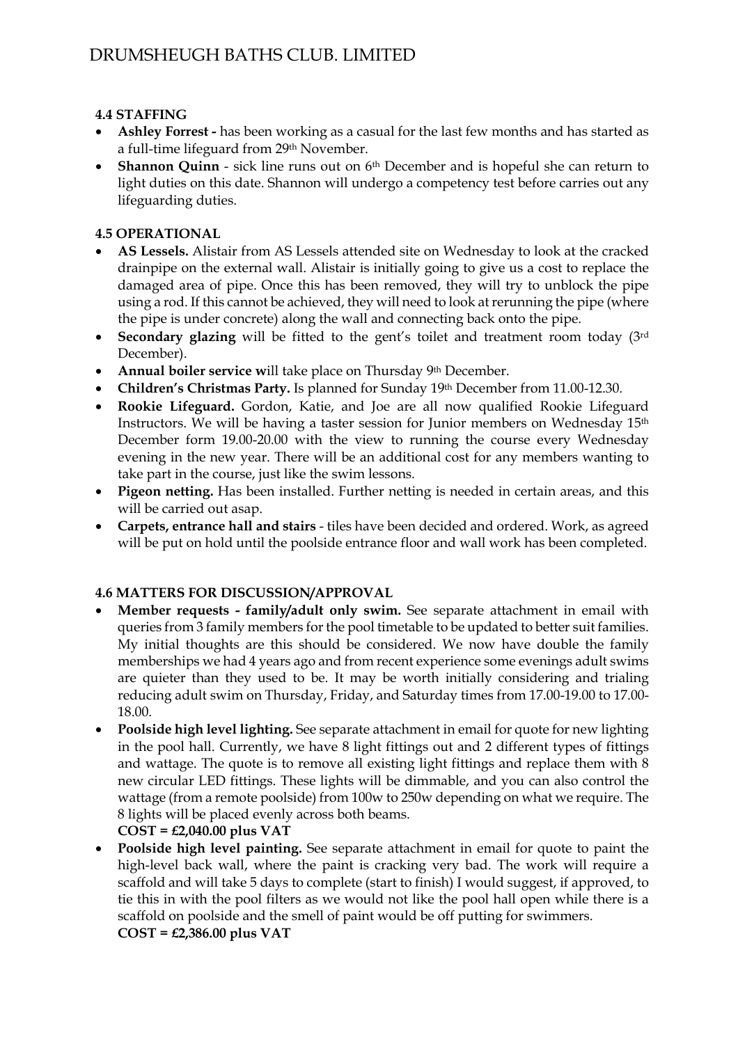### 4.4 STAFFING

- **Ashley Forrest -** has been working as a casual for the last few months and has started as a full-time lifeguard from 29th November.
- **Shannon Quinn** - sick line runs out on 6th December and is hopeful she can return to light duties on this date. Shannon will undergo a competency test before carries out any lifeguarding duties.

### 4.5 OPERATIONAL

- **AS Lessels.** Alistair from AS Lessels attended site on Wednesday to look at the cracked drainpipe on the external wall. Alistair is initially going to give us a cost to replace the damaged area of pipe. Once this has been removed, they will try to unblock the pipe using a rod. If this cannot be achieved, they will need to look at rerunning the pipe (where the pipe is under concrete) along the wall and connecting back onto the pipe.
- **Secondary glazing** will be fitted to the gent's toilet and treatment room today (3rd December).
- **Annual boiler service w**ill take place on Thursday 9th December.
- **Children's Christmas Party.** Is planned for Sunday 19th December from 11.00-12.30.
- **Rookie Lifeguard.** Gordon, Katie, and Joe are all now qualified Rookie Lifeguard Instructors. We will be having a taster session for Junior members on Wednesday 15th December form 19.00-20.00 with the view to running the course every Wednesday evening in the new year. There will be an additional cost for any members wanting to take part in the course, just like the swim lessons.
- **Pigeon netting.** Has been installed. Further netting is needed in certain areas, and this will be carried out asap.
- **Carpets, entrance hall and stairs** - tiles have been decided and ordered. Work, as agreed will be put on hold until the poolside entrance floor and wall work has been completed.

### 4.6 MATTERS FOR DISCUSSION/APPROVAL

- **Member requests - family/adult only swim.** See separate attachment in email with queries from 3 family members for the pool timetable to be updated to better suit families. My initial thoughts are this should be considered. We now have double the family memberships we had 4 years ago and from recent experience some evenings adult swims are quieter than they used to be. It may be worth initially considering and trialing reducing adult swim on Thursday, Friday, and Saturday times from 17.00-19.00 to 17.00-18.00.
- **Poolside high level lighting.** See separate attachment in email for quote for new lighting in the pool hall. Currently, we have 8 light fittings out and 2 different types of fittings and wattage. The quote is to remove all existing light fittings and replace them with 8 new circular LED fittings. These lights will be dimmable, and you can also control the wattage (from a remote poolside) from 100w to 250w depending on what we require. The 8 lights will be placed evenly across both beams.
  **COST = £2,040.00 plus VAT**
- **Poolside high level painting.** See separate attachment in email for quote to paint the high-level back wall, where the paint is cracking very bad. The work will require a scaffold and will take 5 days to complete (start to finish) I would suggest, if approved, to tie this in with the pool filters as we would not like the pool hall open while there is a scaffold on poolside and the smell of paint would be off putting for swimmers.
  **COST = £2,386.00 plus VAT**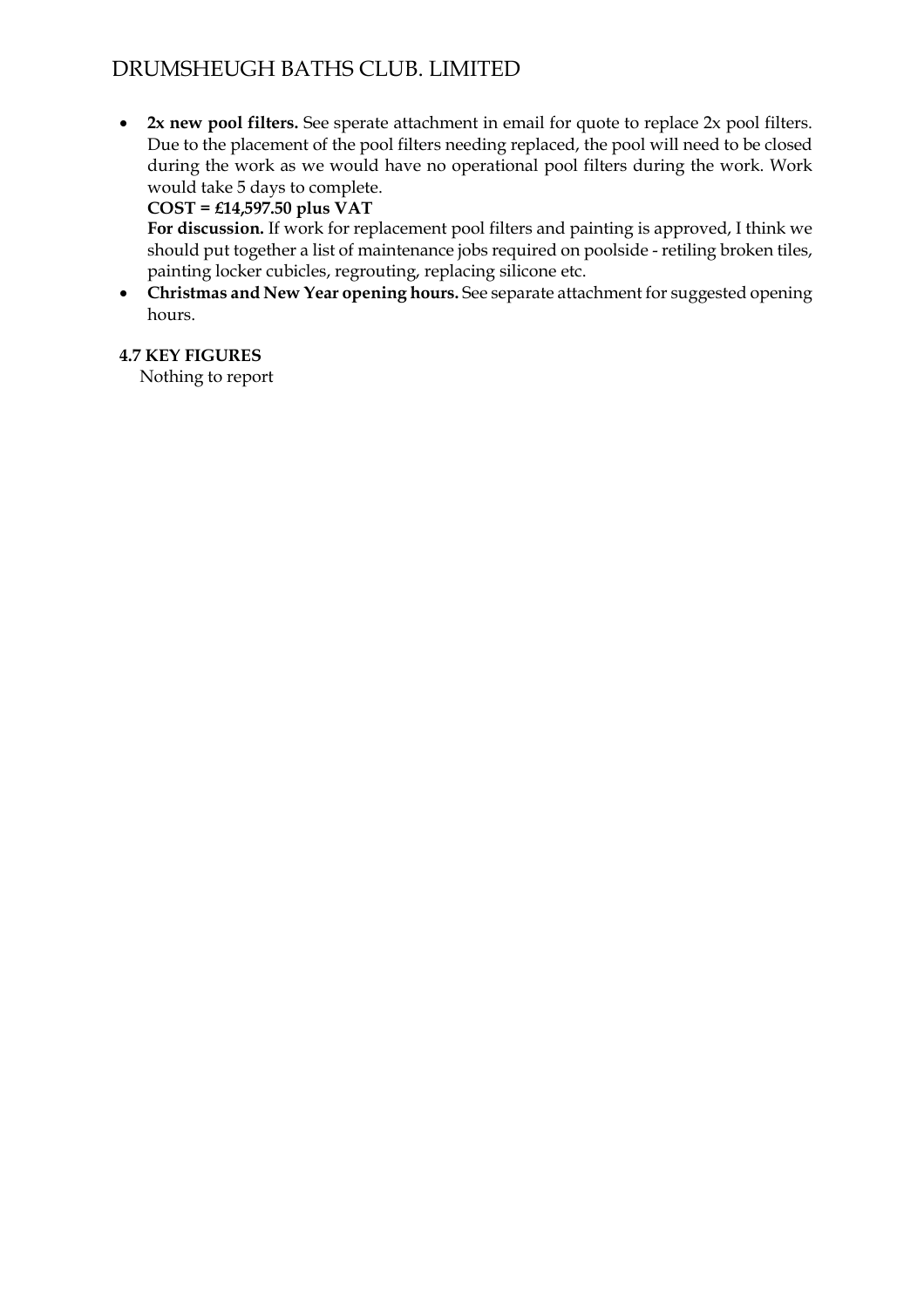- **2x new pool filters.** See sperate attachment in email for quote to replace 2x pool filters. Due to the placement of the pool filters needing replaced, the pool will need to be closed during the work as we would have no operational pool filters during the work. Work would take 5 days to complete.
  **COST = £14,597.50 plus VAT**
  **For discussion.** If work for replacement pool filters and painting is approved, I think we should put together a list of maintenance jobs required on poolside - retiling broken tiles, painting locker cubicles, regrouting, replacing silicone etc.
- **Christmas and New Year opening hours.** See separate attachment for suggested opening hours.

**4.7 KEY FIGURES**

Nothing to report